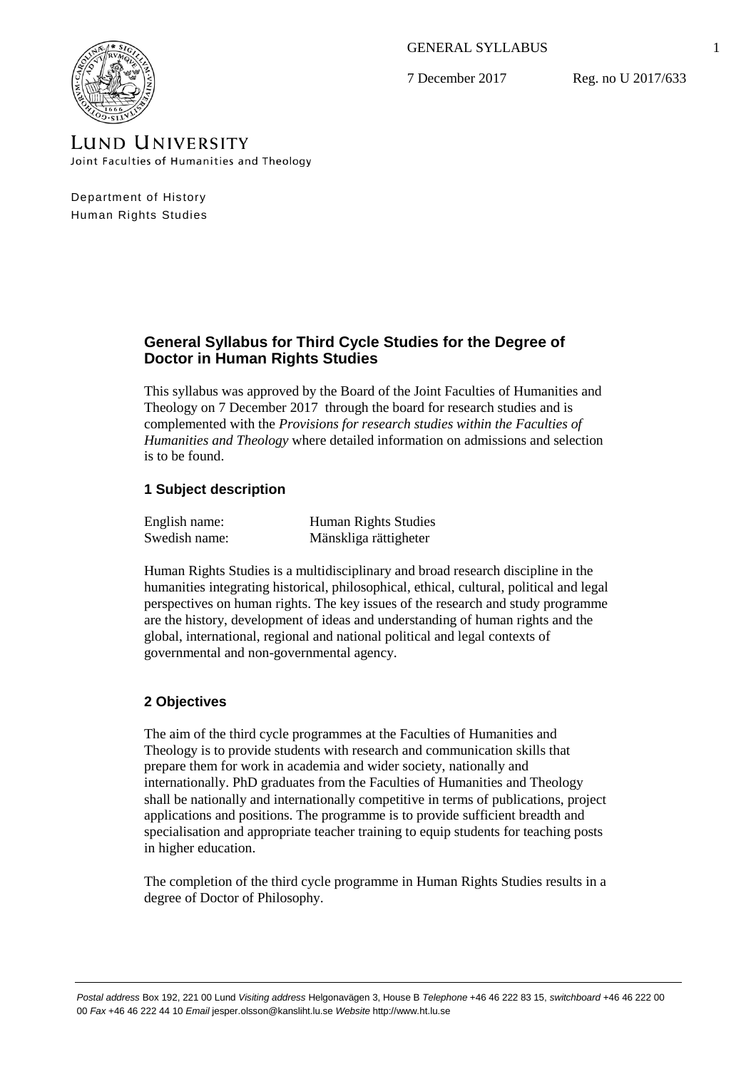GENERAL SYLLABUS

7 December 2017 Reg. no U 2017/633

LUND UNIVERSITY
Joint Faculties of Humanities and Theology

Department of History
Human Rights Studies

## General Syllabus for Third Cycle Studies for the Degree of Doctor in Human Rights Studies

This syllabus was approved by the Board of the Joint Faculties of Humanities and Theology on 7 December 2017 through the board for research studies and is complemented with the *Provisions for research studies within the Faculties of Humanities and Theology* where detailed information on admissions and selection is to be found.

### 1 Subject description

| | |
|---|---|
| English name: | Human Rights Studies |
| Swedish name: | Mänskliga rättigheter |

Human Rights Studies is a multidisciplinary and broad research discipline in the humanities integrating historical, philosophical, ethical, cultural, political and legal perspectives on human rights. The key issues of the research and study programme are the history, development of ideas and understanding of human rights and the global, international, regional and national political and legal contexts of governmental and non-governmental agency.

### 2 Objectives

The aim of the third cycle programmes at the Faculties of Humanities and Theology is to provide students with research and communication skills that prepare them for work in academia and wider society, nationally and internationally. PhD graduates from the Faculties of Humanities and Theology shall be nationally and internationally competitive in terms of publications, project applications and positions. The programme is to provide sufficient breadth and specialisation and appropriate teacher training to equip students for teaching posts in higher education.

The completion of the third cycle programme in Human Rights Studies results in a degree of Doctor of Philosophy.

*Postal address* Box 192, 221 00 Lund *Visiting address* Helgonavägen 3, House B *Telephone* +46 46 222 83 15, *switchboard* +46 46 222 00 00 *Fax* +46 46 222 44 10 *Email* jesper.olsson@kansliht.lu.se *Website* http://www.ht.lu.se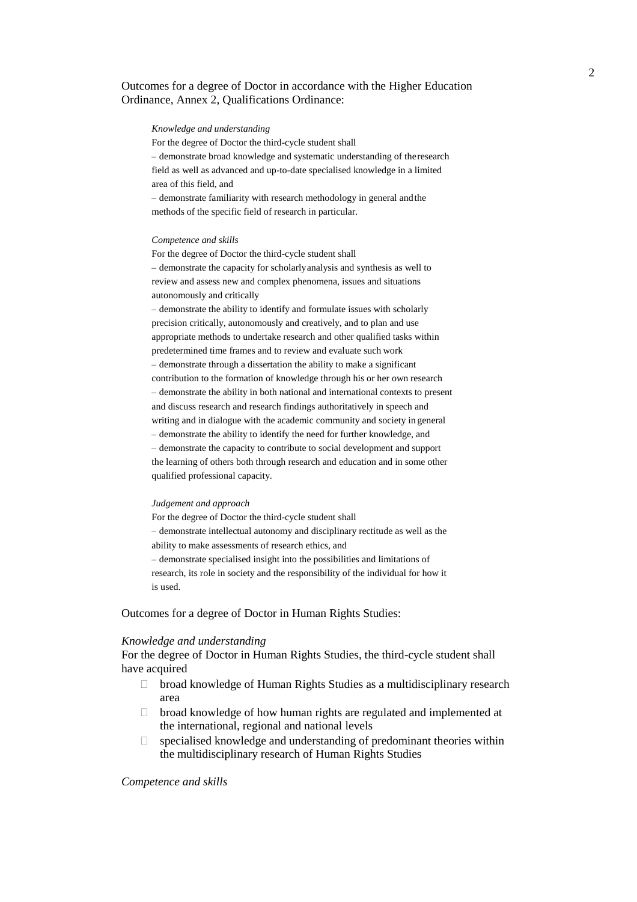Outcomes for a degree of Doctor in accordance with the Higher Education Ordinance, Annex 2, Qualifications Ordinance:

*Knowledge and understanding*

For the degree of Doctor the third-cycle student shall

– demonstrate broad knowledge and systematic understanding of the research field as well as advanced and up-to-date specialised knowledge in a limited area of this field, and

– demonstrate familiarity with research methodology in general and the methods of the specific field of research in particular.

*Competence and skills*

For the degree of Doctor the third-cycle student shall

– demonstrate the capacity for scholarly analysis and synthesis as well to review and assess new and complex phenomena, issues and situations autonomously and critically

– demonstrate the ability to identify and formulate issues with scholarly precision critically, autonomously and creatively, and to plan and use appropriate methods to undertake research and other qualified tasks within predetermined time frames and to review and evaluate such work

– demonstrate through a dissertation the ability to make a significant contribution to the formation of knowledge through his or her own research

– demonstrate the ability in both national and international contexts to present and discuss research and research findings authoritatively in speech and writing and in dialogue with the academic community and society in general

– demonstrate the ability to identify the need for further knowledge, and

– demonstrate the capacity to contribute to social development and support the learning of others both through research and education and in some other qualified professional capacity.

*Judgement and approach*

For the degree of Doctor the third-cycle student shall

– demonstrate intellectual autonomy and disciplinary rectitude as well as the ability to make assessments of research ethics, and

– demonstrate specialised insight into the possibilities and limitations of research, its role in society and the responsibility of the individual for how it is used.

Outcomes for a degree of Doctor in Human Rights Studies:

*Knowledge and understanding*

For the degree of Doctor in Human Rights Studies, the third-cycle student shall have acquired

- broad knowledge of Human Rights Studies as a multidisciplinary research area
- broad knowledge of how human rights are regulated and implemented at the international, regional and national levels
- specialised knowledge and understanding of predominant theories within the multidisciplinary research of Human Rights Studies

*Competence and skills*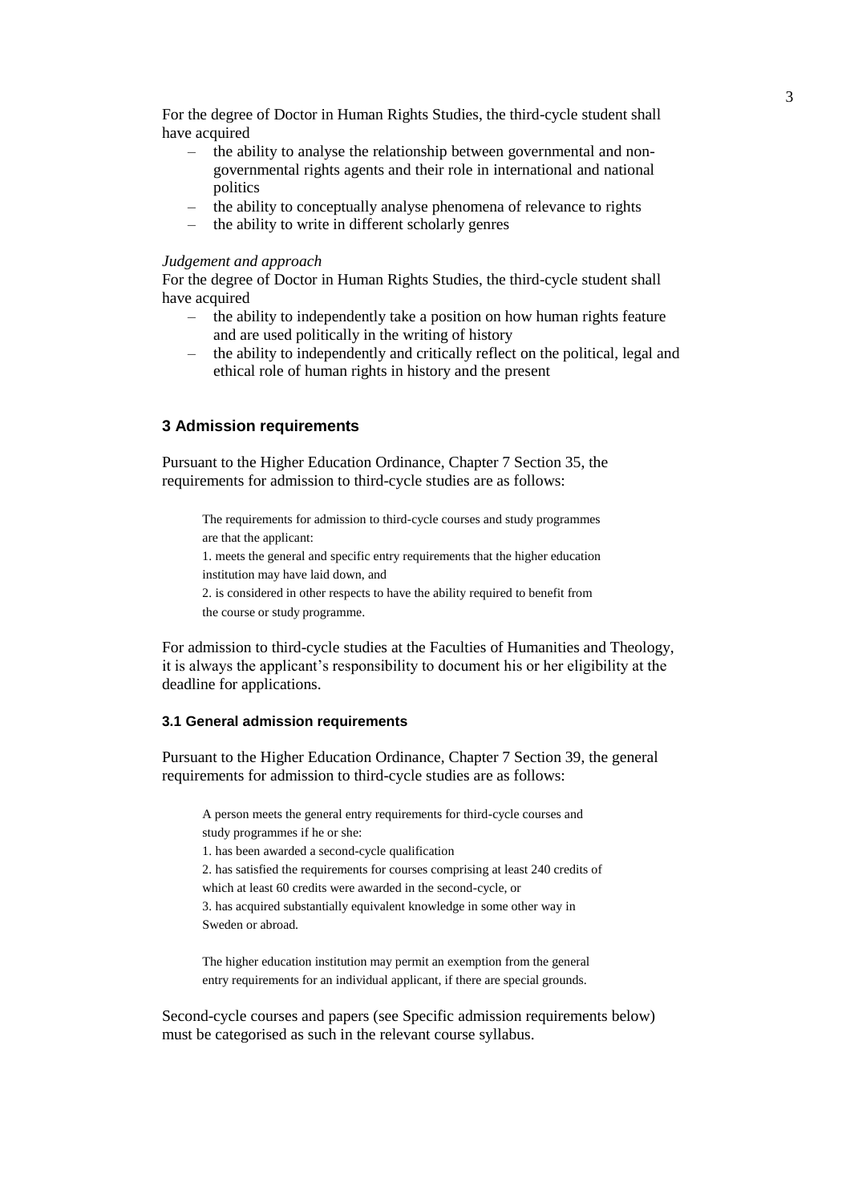For the degree of Doctor in Human Rights Studies, the third-cycle student shall have acquired

- the ability to analyse the relationship between governmental and non-governmental rights agents and their role in international and national politics
- the ability to conceptually analyse phenomena of relevance to rights
- the ability to write in different scholarly genres

*Judgement and approach*

For the degree of Doctor in Human Rights Studies, the third-cycle student shall have acquired

- the ability to independently take a position on how human rights feature and are used politically in the writing of history
- the ability to independently and critically reflect on the political, legal and ethical role of human rights in history and the present

## 3 Admission requirements

Pursuant to the Higher Education Ordinance, Chapter 7 Section 35, the requirements for admission to third-cycle studies are as follows:

> The requirements for admission to third-cycle courses and study programmes are that the applicant:
> 1. meets the general and specific entry requirements that the higher education institution may have laid down, and
> 2. is considered in other respects to have the ability required to benefit from the course or study programme.

For admission to third-cycle studies at the Faculties of Humanities and Theology, it is always the applicant's responsibility to document his or her eligibility at the deadline for applications.

### 3.1 General admission requirements

Pursuant to the Higher Education Ordinance, Chapter 7 Section 39, the general requirements for admission to third-cycle studies are as follows:

> A person meets the general entry requirements for third-cycle courses and study programmes if he or she:
> 1. has been awarded a second-cycle qualification
> 2. has satisfied the requirements for courses comprising at least 240 credits of which at least 60 credits were awarded in the second-cycle, or
> 3. has acquired substantially equivalent knowledge in some other way in Sweden or abroad.
>
> The higher education institution may permit an exemption from the general entry requirements for an individual applicant, if there are special grounds.

Second-cycle courses and papers (see Specific admission requirements below) must be categorised as such in the relevant course syllabus.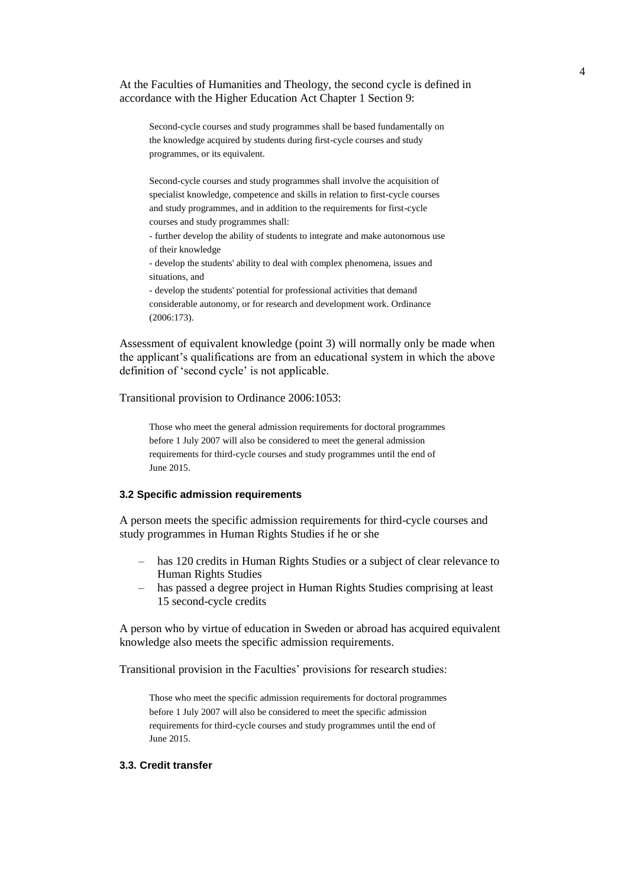At the Faculties of Humanities and Theology, the second cycle is defined in accordance with the Higher Education Act Chapter 1 Section 9:

> Second-cycle courses and study programmes shall be based fundamentally on the knowledge acquired by students during first-cycle courses and study programmes, or its equivalent.
>
> Second-cycle courses and study programmes shall involve the acquisition of specialist knowledge, competence and skills in relation to first-cycle courses and study programmes, and in addition to the requirements for first-cycle courses and study programmes shall:
> - further develop the ability of students to integrate and make autonomous use of their knowledge
> - develop the students' ability to deal with complex phenomena, issues and situations, and
> - develop the students' potential for professional activities that demand considerable autonomy, or for research and development work. Ordinance (2006:173).

Assessment of equivalent knowledge (point 3) will normally only be made when the applicant's qualifications are from an educational system in which the above definition of 'second cycle' is not applicable.

Transitional provision to Ordinance 2006:1053:

> Those who meet the general admission requirements for doctoral programmes before 1 July 2007 will also be considered to meet the general admission requirements for third-cycle courses and study programmes until the end of June 2015.

#### 3.2 Specific admission requirements

A person meets the specific admission requirements for third-cycle courses and study programmes in Human Rights Studies if he or she

- has 120 credits in Human Rights Studies or a subject of clear relevance to Human Rights Studies
- has passed a degree project in Human Rights Studies comprising at least 15 second-cycle credits

A person who by virtue of education in Sweden or abroad has acquired equivalent knowledge also meets the specific admission requirements.

Transitional provision in the Faculties' provisions for research studies:

> Those who meet the specific admission requirements for doctoral programmes before 1 July 2007 will also be considered to meet the specific admission requirements for third-cycle courses and study programmes until the end of June 2015.

#### 3.3. Credit transfer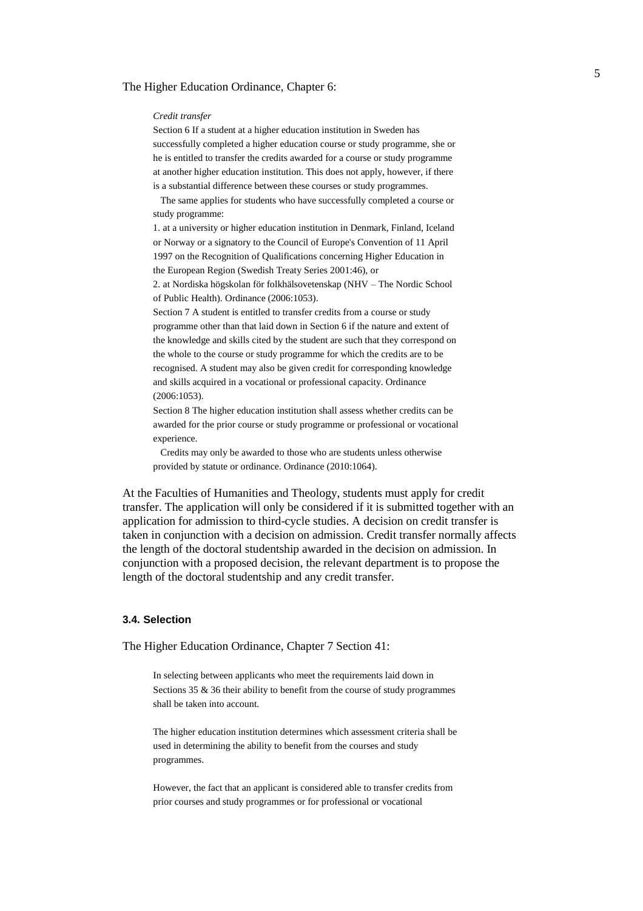The Higher Education Ordinance, Chapter 6:

> *Credit transfer*
>
> Section 6 If a student at a higher education institution in Sweden has successfully completed a higher education course or study programme, she or he is entitled to transfer the credits awarded for a course or study programme at another higher education institution. This does not apply, however, if there is a substantial difference between these courses or study programmes.
>
> The same applies for students who have successfully completed a course or study programme:
>
> 1. at a university or higher education institution in Denmark, Finland, Iceland or Norway or a signatory to the Council of Europe's Convention of 11 April 1997 on the Recognition of Qualifications concerning Higher Education in the European Region (Swedish Treaty Series 2001:46), or
> 2. at Nordiska högskolan för folkhälsovetenskap (NHV – The Nordic School of Public Health). Ordinance (2006:1053).
>
> Section 7 A student is entitled to transfer credits from a course or study programme other than that laid down in Section 6 if the nature and extent of the knowledge and skills cited by the student are such that they correspond on the whole to the course or study programme for which the credits are to be recognised. A student may also be given credit for corresponding knowledge and skills acquired in a vocational or professional capacity. Ordinance (2006:1053).
>
> Section 8 The higher education institution shall assess whether credits can be awarded for the prior course or study programme or professional or vocational experience.
>
> Credits may only be awarded to those who are students unless otherwise provided by statute or ordinance. Ordinance (2010:1064).

At the Faculties of Humanities and Theology, students must apply for credit transfer. The application will only be considered if it is submitted together with an application for admission to third-cycle studies. A decision on credit transfer is taken in conjunction with a decision on admission. Credit transfer normally affects the length of the doctoral studentship awarded in the decision on admission. In conjunction with a proposed decision, the relevant department is to propose the length of the doctoral studentship and any credit transfer.

### 3.4. Selection

The Higher Education Ordinance, Chapter 7 Section 41:

> In selecting between applicants who meet the requirements laid down in Sections 35 & 36 their ability to benefit from the course of study programmes shall be taken into account.
>
> The higher education institution determines which assessment criteria shall be used in determining the ability to benefit from the courses and study programmes.
>
> However, the fact that an applicant is considered able to transfer credits from prior courses and study programmes or for professional or vocational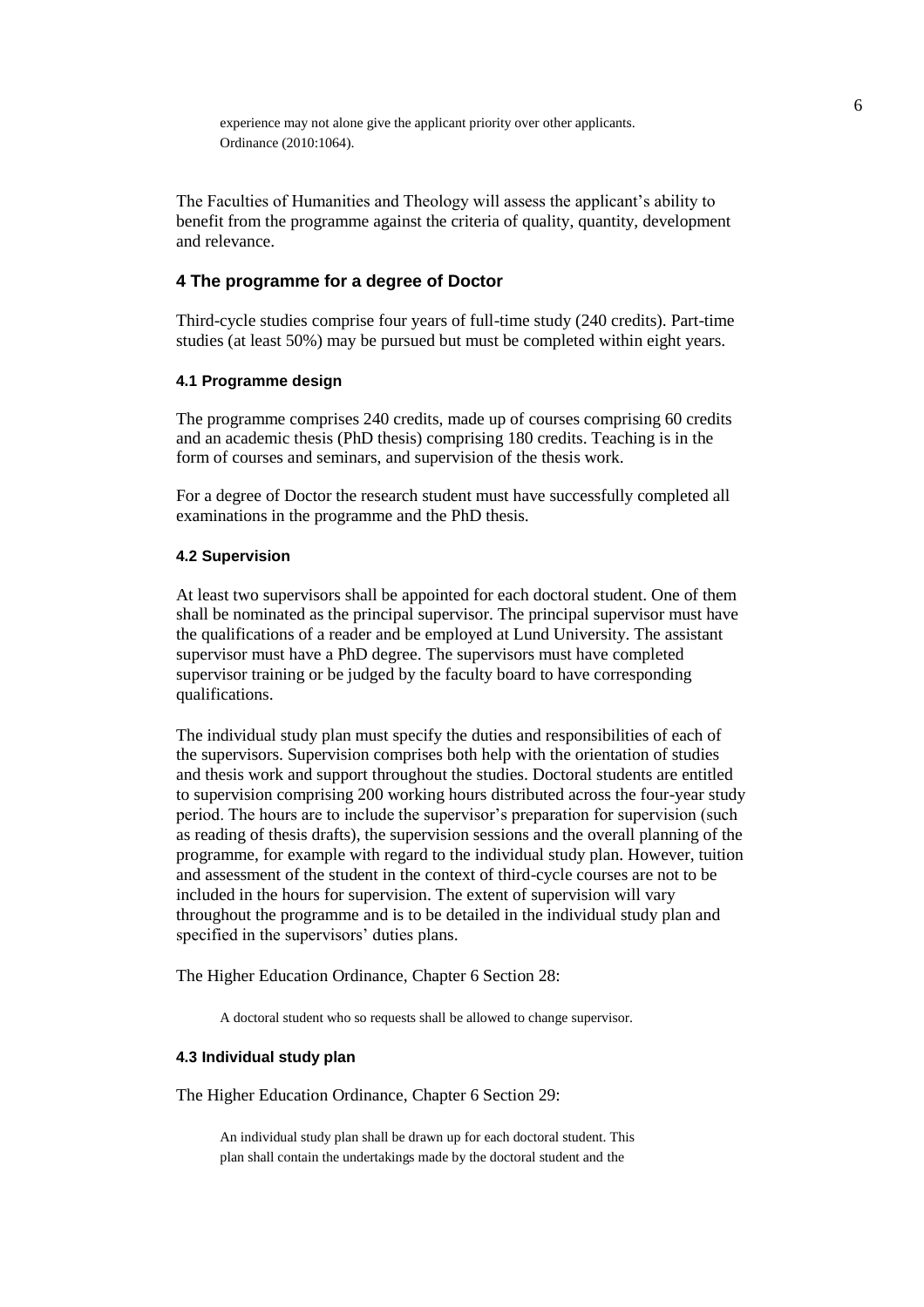> experience may not alone give the applicant priority over other applicants.
> Ordinance (2010:1064).

The Faculties of Humanities and Theology will assess the applicant's ability to benefit from the programme against the criteria of quality, quantity, development and relevance.

## 4 The programme for a degree of Doctor

Third-cycle studies comprise four years of full-time study (240 credits). Part-time studies (at least 50%) may be pursued but must be completed within eight years.

### 4.1 Programme design

The programme comprises 240 credits, made up of courses comprising 60 credits and an academic thesis (PhD thesis) comprising 180 credits. Teaching is in the form of courses and seminars, and supervision of the thesis work.

For a degree of Doctor the research student must have successfully completed all examinations in the programme and the PhD thesis.

### 4.2 Supervision

At least two supervisors shall be appointed for each doctoral student. One of them shall be nominated as the principal supervisor. The principal supervisor must have the qualifications of a reader and be employed at Lund University. The assistant supervisor must have a PhD degree. The supervisors must have completed supervisor training or be judged by the faculty board to have corresponding qualifications.

The individual study plan must specify the duties and responsibilities of each of the supervisors. Supervision comprises both help with the orientation of studies and thesis work and support throughout the studies. Doctoral students are entitled to supervision comprising 200 working hours distributed across the four-year study period. The hours are to include the supervisor's preparation for supervision (such as reading of thesis drafts), the supervision sessions and the overall planning of the programme, for example with regard to the individual study plan. However, tuition and assessment of the student in the context of third-cycle courses are not to be included in the hours for supervision. The extent of supervision will vary throughout the programme and is to be detailed in the individual study plan and specified in the supervisors' duties plans.

The Higher Education Ordinance, Chapter 6 Section 28:

> A doctoral student who so requests shall be allowed to change supervisor.

### 4.3 Individual study plan

The Higher Education Ordinance, Chapter 6 Section 29:

> An individual study plan shall be drawn up for each doctoral student. This plan shall contain the undertakings made by the doctoral student and the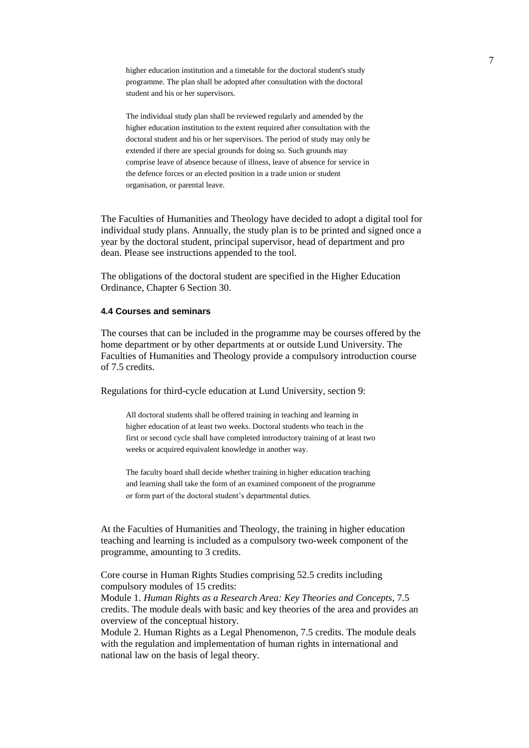> higher education institution and a timetable for the doctoral student's study programme. The plan shall be adopted after consultation with the doctoral student and his or her supervisors.
>
> The individual study plan shall be reviewed regularly and amended by the higher education institution to the extent required after consultation with the doctoral student and his or her supervisors. The period of study may only be extended if there are special grounds for doing so. Such grounds may comprise leave of absence because of illness, leave of absence for service in the defence forces or an elected position in a trade union or student organisation, or parental leave.

The Faculties of Humanities and Theology have decided to adopt a digital tool for individual study plans. Annually, the study plan is to be printed and signed once a year by the doctoral student, principal supervisor, head of department and pro dean. Please see instructions appended to the tool.

The obligations of the doctoral student are specified in the Higher Education Ordinance, Chapter 6 Section 30.

#### 4.4 Courses and seminars

The courses that can be included in the programme may be courses offered by the home department or by other departments at or outside Lund University. The Faculties of Humanities and Theology provide a compulsory introduction course of 7.5 credits.

Regulations for third-cycle education at Lund University, section 9:

> All doctoral students shall be offered training in teaching and learning in higher education of at least two weeks. Doctoral students who teach in the first or second cycle shall have completed introductory training of at least two weeks or acquired equivalent knowledge in another way.
>
> The faculty board shall decide whether training in higher education teaching and learning shall take the form of an examined component of the programme or form part of the doctoral student's departmental duties.

At the Faculties of Humanities and Theology, the training in higher education teaching and learning is included as a compulsory two-week component of the programme, amounting to 3 credits.

Core course in Human Rights Studies comprising 52.5 credits including compulsory modules of 15 credits:
Module 1. *Human Rights as a Research Area: Key Theories and Concepts*, 7.5 credits. The module deals with basic and key theories of the area and provides an overview of the conceptual history.
Module 2. Human Rights as a Legal Phenomenon, 7.5 credits. The module deals with the regulation and implementation of human rights in international and national law on the basis of legal theory.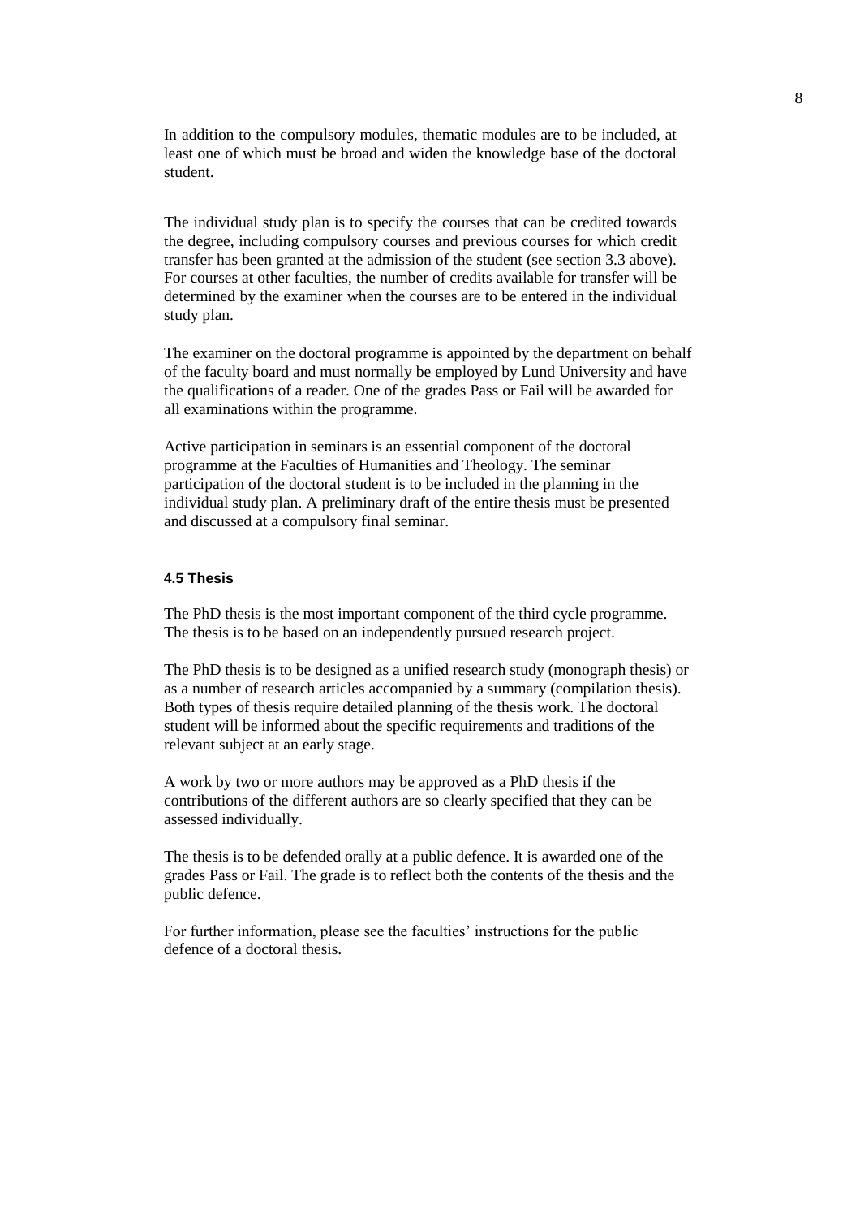In addition to the compulsory modules, thematic modules are to be included, at least one of which must be broad and widen the knowledge base of the doctoral student.

The individual study plan is to specify the courses that can be credited towards the degree, including compulsory courses and previous courses for which credit transfer has been granted at the admission of the student (see section 3.3 above). For courses at other faculties, the number of credits available for transfer will be determined by the examiner when the courses are to be entered in the individual study plan.

The examiner on the doctoral programme is appointed by the department on behalf of the faculty board and must normally be employed by Lund University and have the qualifications of a reader. One of the grades Pass or Fail will be awarded for all examinations within the programme.

Active participation in seminars is an essential component of the doctoral programme at the Faculties of Humanities and Theology. The seminar participation of the doctoral student is to be included in the planning in the individual study plan. A preliminary draft of the entire thesis must be presented and discussed at a compulsory final seminar.

#### 4.5 Thesis

The PhD thesis is the most important component of the third cycle programme. The thesis is to be based on an independently pursued research project.

The PhD thesis is to be designed as a unified research study (monograph thesis) or as a number of research articles accompanied by a summary (compilation thesis). Both types of thesis require detailed planning of the thesis work. The doctoral student will be informed about the specific requirements and traditions of the relevant subject at an early stage.

A work by two or more authors may be approved as a PhD thesis if the contributions of the different authors are so clearly specified that they can be assessed individually.

The thesis is to be defended orally at a public defence. It is awarded one of the grades Pass or Fail. The grade is to reflect both the contents of the thesis and the public defence.

For further information, please see the faculties' instructions for the public defence of a doctoral thesis.